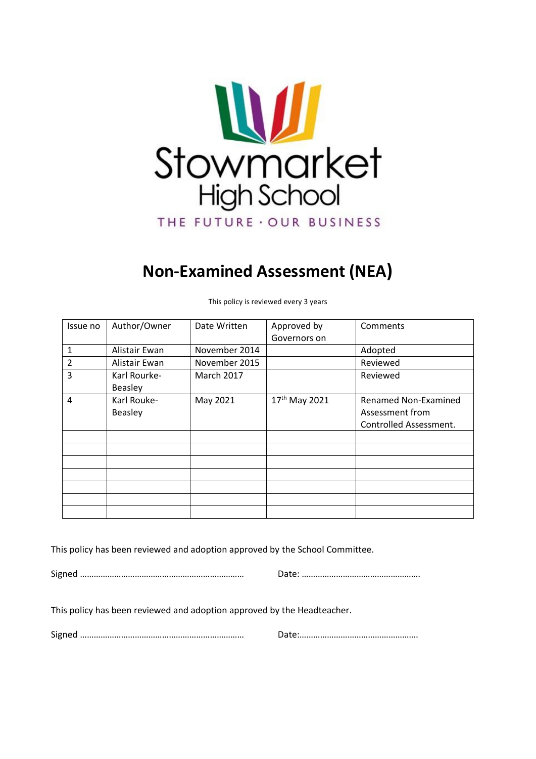Stowmarket High School

THE FUTURE · OUR BUSINESS

# Non-Examined Assessment (NEA)

This policy is reviewed every 3 years

| Issue no | Author/Owner | Date Written | Approved by Governors on | Comments |
|---|---|---|---|---|
| 1 | Alistair Ewan | November 2014 | | Adopted |
| 2 | Alistair Ewan | November 2015 | | Reviewed |
| 3 | Karl Rourke-Beasley | March 2017 | | Reviewed |
| 4 | Karl Rouke-Beasley | May 2021 | 17th May 2021 | Renamed Non-Examined Assessment from Controlled Assessment. |
| | | | | |
| | | | | |
| | | | | |
| | | | | |
| | | | | |
| | | | | |
| | | | | |

This policy has been reviewed and adoption approved by the School Committee.

Signed ……………………………………………………………… Date: …………………………………………….

This policy has been reviewed and adoption approved by the Headteacher.

Signed ……………………………………………………………… Date:…………………………………………….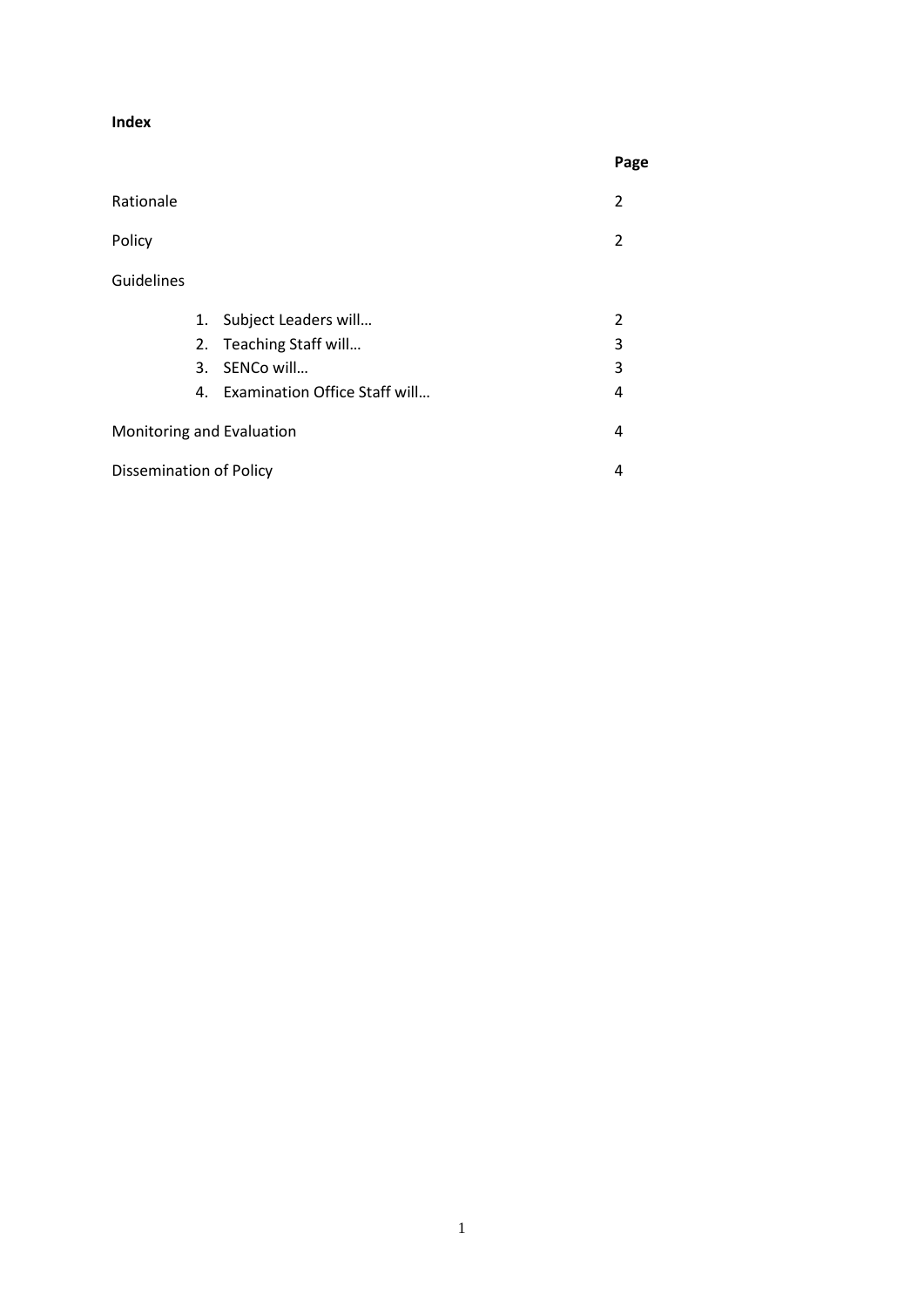**Index**

| | Page |
|---|---|
| Rationale | 2 |
| Policy | 2 |
| Guidelines | |
| 1. Subject Leaders will… | 2 |
| 2. Teaching Staff will… | 3 |
| 3. SENCo will… | 3 |
| 4. Examination Office Staff will… | 4 |
| Monitoring and Evaluation | 4 |
| Dissemination of Policy | 4 |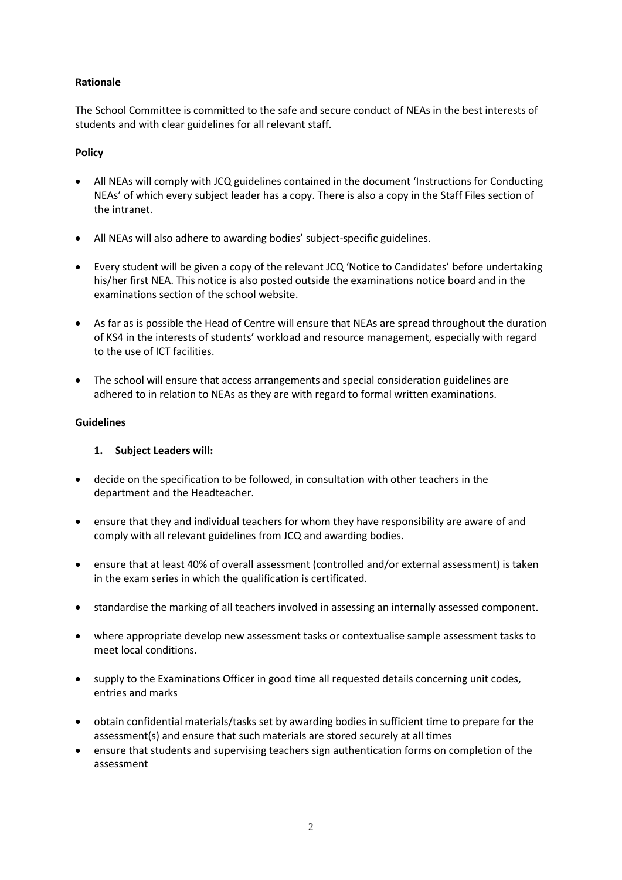**Rationale**

The School Committee is committed to the safe and secure conduct of NEAs in the best interests of students and with clear guidelines for all relevant staff.

**Policy**

- All NEAs will comply with JCQ guidelines contained in the document 'Instructions for Conducting NEAs' of which every subject leader has a copy. There is also a copy in the Staff Files section of the intranet.
- All NEAs will also adhere to awarding bodies' subject-specific guidelines.
- Every student will be given a copy of the relevant JCQ 'Notice to Candidates' before undertaking his/her first NEA. This notice is also posted outside the examinations notice board and in the examinations section of the school website.
- As far as is possible the Head of Centre will ensure that NEAs are spread throughout the duration of KS4 in the interests of students' workload and resource management, especially with regard to the use of ICT facilities.
- The school will ensure that access arrangements and special consideration guidelines are adhered to in relation to NEAs as they are with regard to formal written examinations.

**Guidelines**

1. **Subject Leaders will:**

- decide on the specification to be followed, in consultation with other teachers in the department and the Headteacher.
- ensure that they and individual teachers for whom they have responsibility are aware of and comply with all relevant guidelines from JCQ and awarding bodies.
- ensure that at least 40% of overall assessment (controlled and/or external assessment) is taken in the exam series in which the qualification is certificated.
- standardise the marking of all teachers involved in assessing an internally assessed component.
- where appropriate develop new assessment tasks or contextualise sample assessment tasks to meet local conditions.
- supply to the Examinations Officer in good time all requested details concerning unit codes, entries and marks
- obtain confidential materials/tasks set by awarding bodies in sufficient time to prepare for the assessment(s) and ensure that such materials are stored securely at all times
- ensure that students and supervising teachers sign authentication forms on completion of the assessment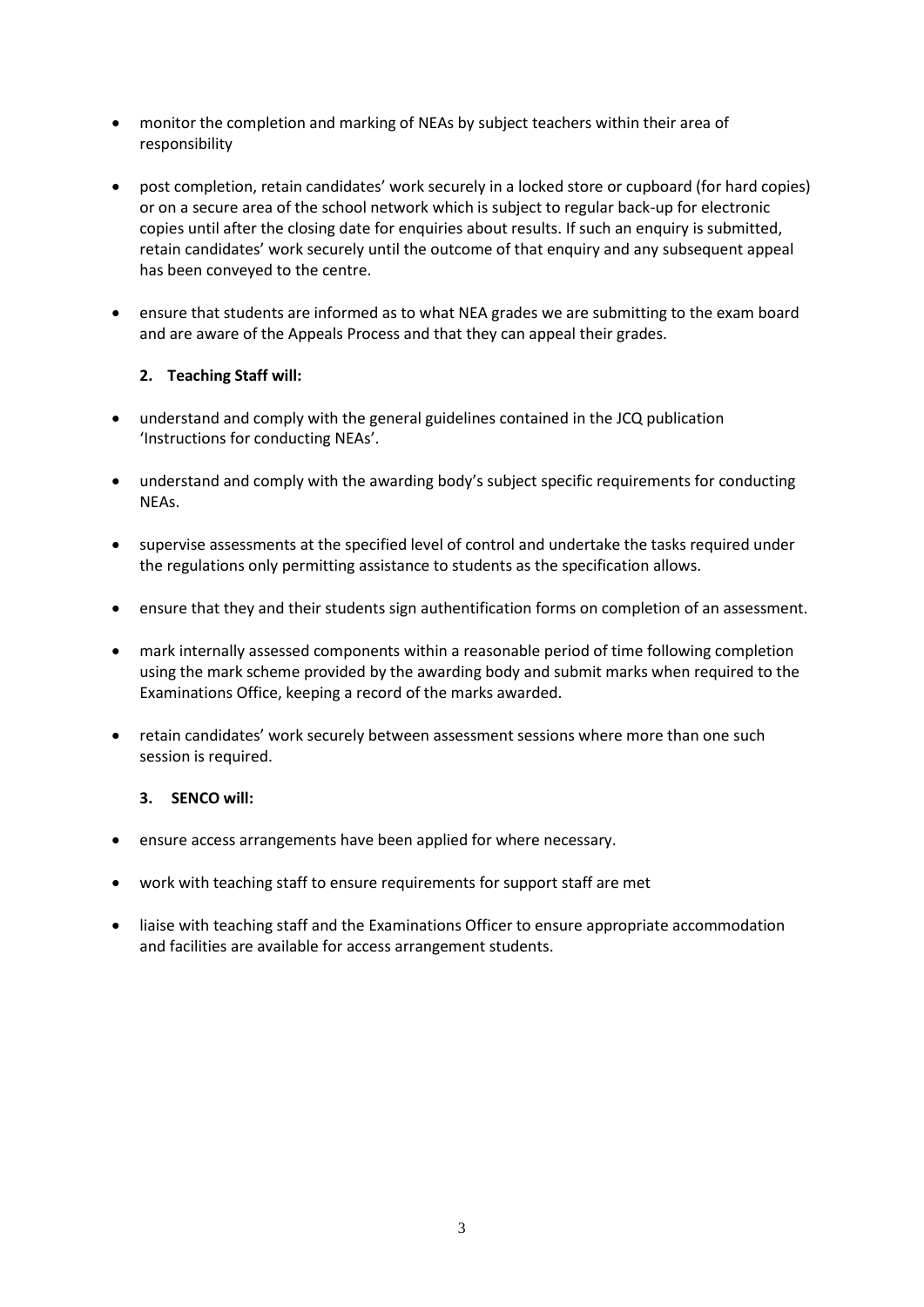- monitor the completion and marking of NEAs by subject teachers within their area of responsibility

- post completion, retain candidates' work securely in a locked store or cupboard (for hard copies) or on a secure area of the school network which is subject to regular back-up for electronic copies until after the closing date for enquiries about results. If such an enquiry is submitted, retain candidates' work securely until the outcome of that enquiry and any subsequent appeal has been conveyed to the centre.

- ensure that students are informed as to what NEA grades we are submitting to the exam board and are aware of the Appeals Process and that they can appeal their grades.

**2. Teaching Staff will:**

- understand and comply with the general guidelines contained in the JCQ publication 'Instructions for conducting NEAs'.

- understand and comply with the awarding body's subject specific requirements for conducting NEAs.

- supervise assessments at the specified level of control and undertake the tasks required under the regulations only permitting assistance to students as the specification allows.

- ensure that they and their students sign authentification forms on completion of an assessment.

- mark internally assessed components within a reasonable period of time following completion using the mark scheme provided by the awarding body and submit marks when required to the Examinations Office, keeping a record of the marks awarded.

- retain candidates' work securely between assessment sessions where more than one such session is required.

**3. SENCO will:**

- ensure access arrangements have been applied for where necessary.

- work with teaching staff to ensure requirements for support staff are met

- liaise with teaching staff and the Examinations Officer to ensure appropriate accommodation and facilities are available for access arrangement students.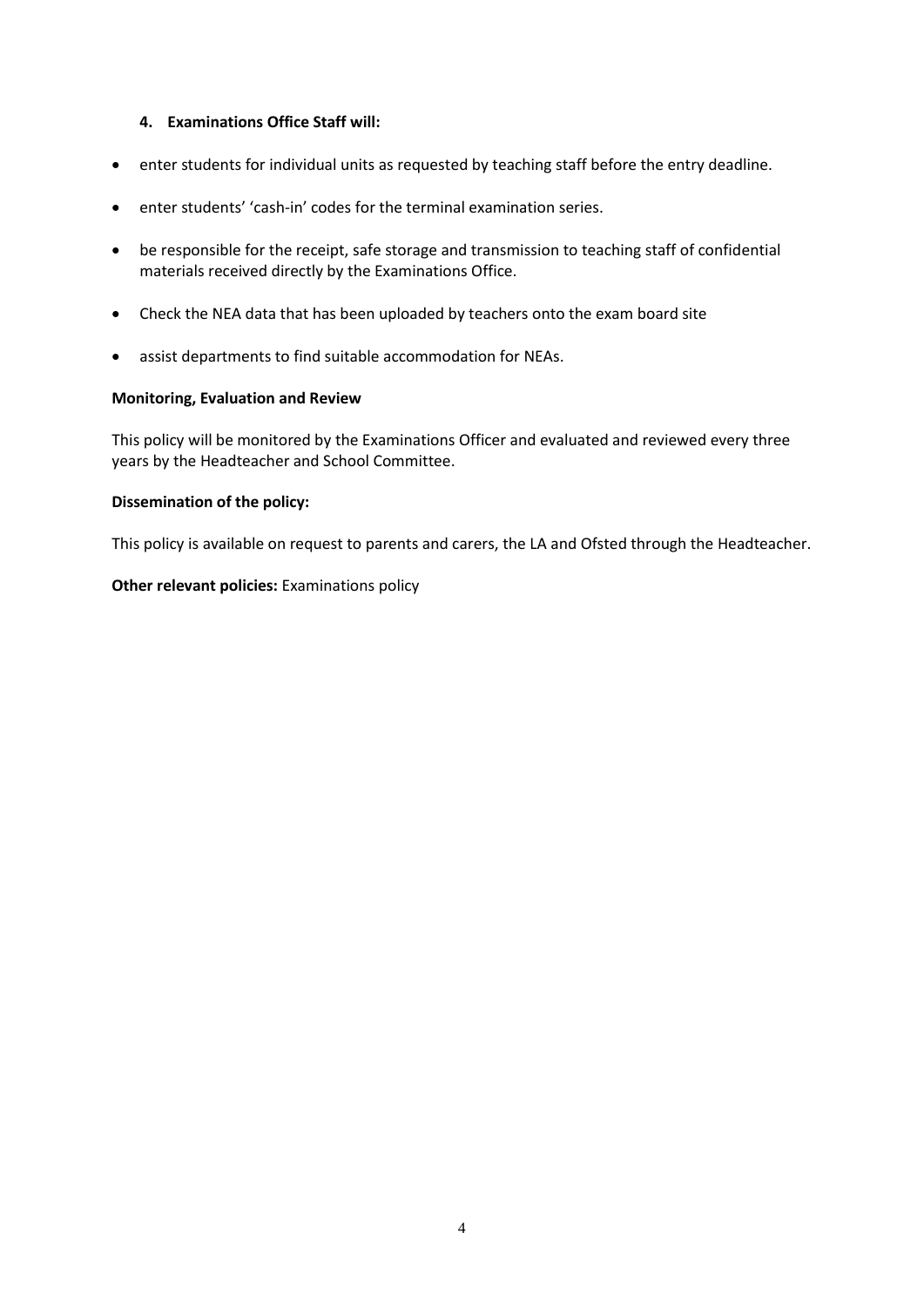4. **Examinations Office Staff will:**

- enter students for individual units as requested by teaching staff before the entry deadline.
- enter students' 'cash-in' codes for the terminal examination series.
- be responsible for the receipt, safe storage and transmission to teaching staff of confidential materials received directly by the Examinations Office.
- Check the NEA data that has been uploaded by teachers onto the exam board site
- assist departments to find suitable accommodation for NEAs.

**Monitoring, Evaluation and Review**

This policy will be monitored by the Examinations Officer and evaluated and reviewed every three years by the Headteacher and School Committee.

**Dissemination of the policy:**

This policy is available on request to parents and carers, the LA and Ofsted through the Headteacher.

**Other relevant policies:** Examinations policy